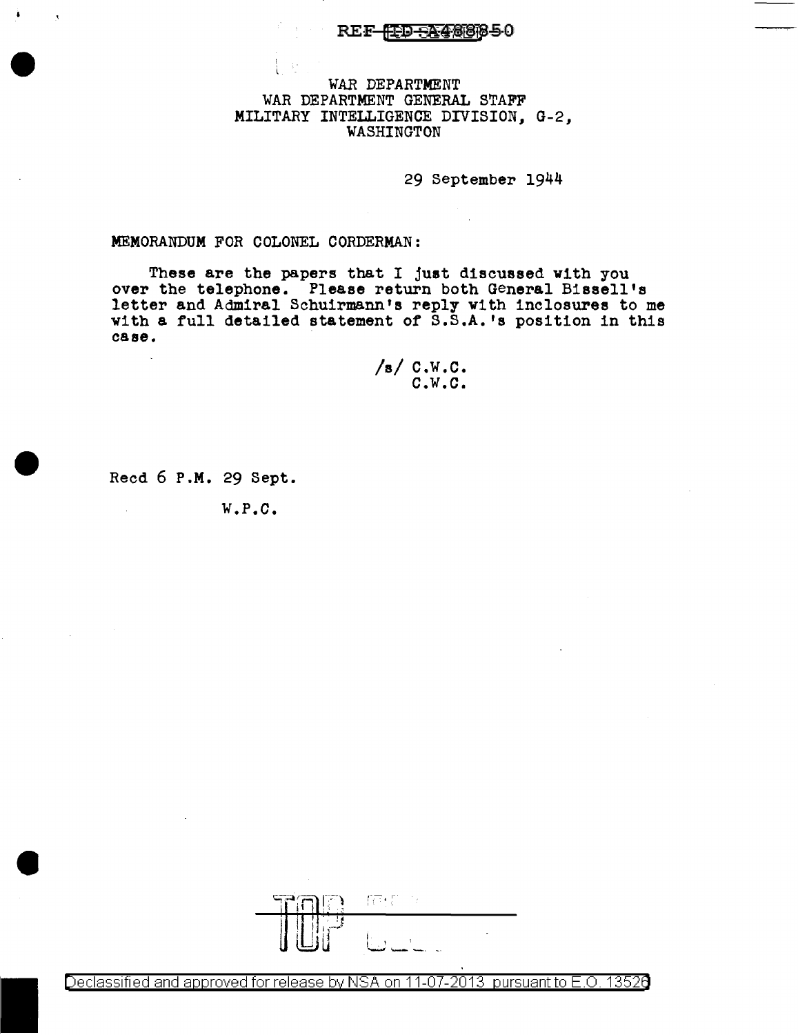REF ID:A488850

WAR DEPARTMENT
WAR DEPARTMENT GENERAL STAFF
MILITARY INTELLIGENCE DIVISION, G-2,
WASHINGTON

29 September 1944

MEMORANDUM FOR COLONEL CORDERMAN:

These are the papers that I just discussed with you over the telephone. Please return both General Bissell's letter and Admiral Schuirmann's reply with inclosures to me with a full detailed statement of S.S.A.'s position in this case.

/s/ C.W.C.
C.W.C.

Recd 6 P.M. 29 Sept.

W.P.C.

TOP SECRET

Declassified and approved for release by NSA on 11-07-2013 pursuant to E.O. 13526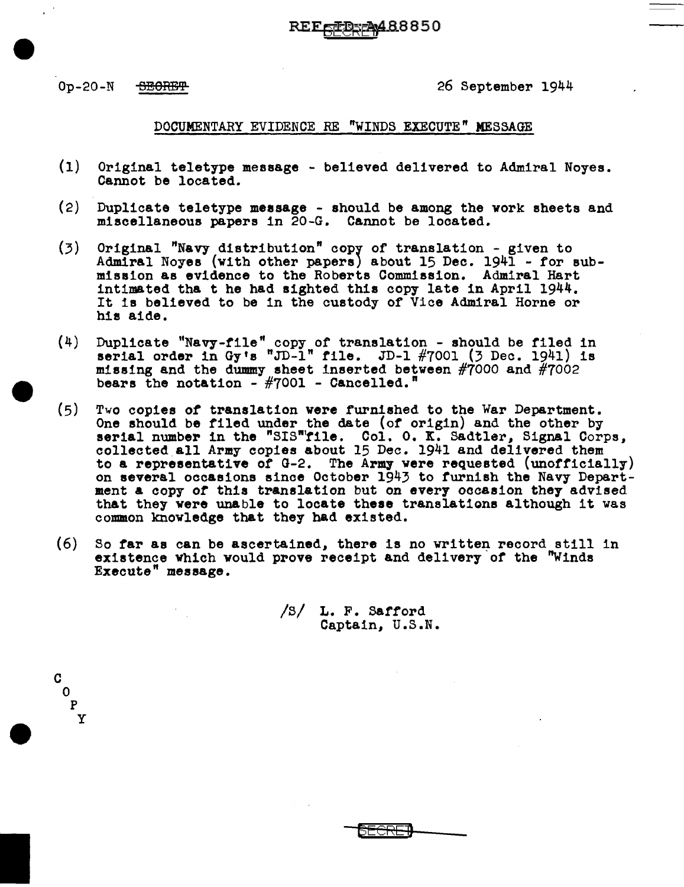Op-20-N ~~SECRET~~ 26 September 1944

## DOCUMENTARY EVIDENCE RE "WINDS EXECUTE" MESSAGE

(1) Original teletype message - believed delivered to Admiral Noyes. Cannot be located.

(2) Duplicate teletype message - should be among the work sheets and miscellaneous papers in 20-G. Cannot be located.

(3) Original "Navy distribution" copy of translation - given to Admiral Noyes (with other papers) about 15 Dec. 1941 - for submission as evidence to the Roberts Commission. Admiral Hart intimated tha t he had sighted this copy late in April 1944. It is believed to be in the custody of Vice Admiral Horne or his aide.

(4) Duplicate "Navy-file" copy of translation - should be filed in serial order in Gy's "JD-1" file. JD-1 #7001 (3 Dec. 1941) is missing and the dummy sheet inserted between #7000 and #7002 bears the notation - #7001 - Cancelled."

(5) Two copies of translation were furnished to the War Department. One should be filed under the date (of origin) and the other by serial number in the "SIS"file. Col. O. K. Sadtler, Signal Corps, collected all Army copies about 15 Dec. 1941 and delivered them to a representative of G-2. The Army were requested (unofficially) on several occasions since October 1943 to furnish the Navy Department a copy of this translation but on every occasion they advised that they were unable to locate these translations although it was common knowledge that they had existed.

(6) So far as can be ascertained, there is no written record still in existence which would prove receipt and delivery of the "Winds Execute" message.

/S/ L. F. Safford
Captain, U.S.N.

COPY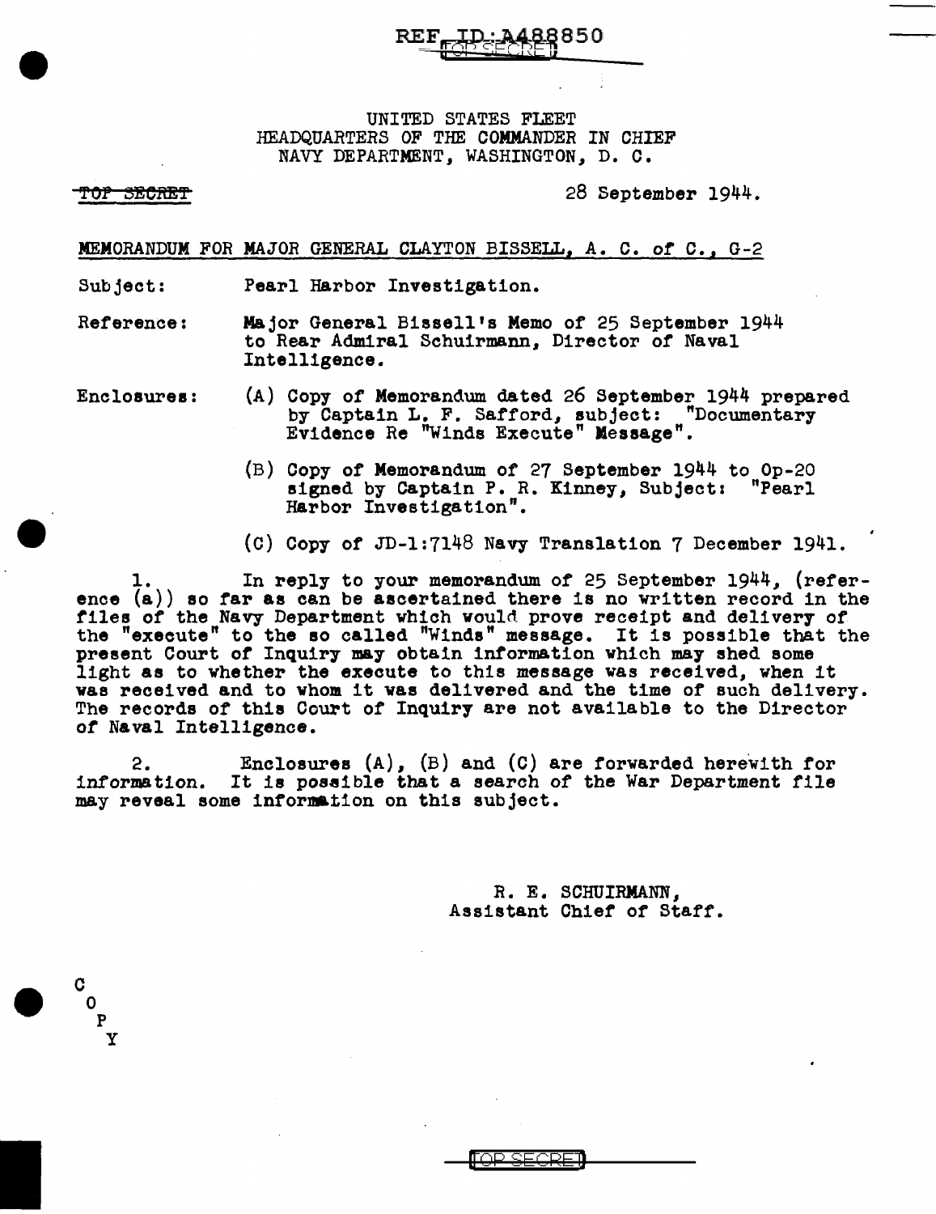REF ID:A488850

TOP SECRET

UNITED STATES FLEET
HEADQUARTERS OF THE COMMANDER IN CHIEF
NAVY DEPARTMENT, WASHINGTON, D. C.

~~TOP SECRET~~

28 September 1944.

MEMORANDUM FOR MAJOR GENERAL CLAYTON BISSELL, A. C. of C., G-2

Subject: Pearl Harbor Investigation.

Reference: Major General Bissell's Memo of 25 September 1944 to Rear Admiral Schuirmann, Director of Naval Intelligence.

Enclosures:
(A) Copy of Memorandum dated 26 September 1944 prepared by Captain L. F. Safford, subject: "Documentary Evidence Re "Winds Execute" Message".

(B) Copy of Memorandum of 27 September 1944 to Op-20 signed by Captain P. R. Kinney, Subject: "Pearl Harbor Investigation".

(C) Copy of JD-1:7148 Navy Translation 7 December 1941.

1. In reply to your memorandum of 25 September 1944, (reference (a)) so far as can be ascertained there is no written record in the files of the Navy Department which would prove receipt and delivery of the "execute" to the so called "Winds" message. It is possible that the present Court of Inquiry may obtain information which may shed some light as to whether the execute to this message was received, when it was received and to whom it was delivered and the time of such delivery. The records of this Court of Inquiry are not available to the Director of Naval Intelligence.

2. Enclosures (A), (B) and (C) are forwarded herewith for information. It is possible that a search of the War Department file may reveal some information on this subject.

R. E. SCHUIRMANN,
Assistant Chief of Staff.

C
O
P
Y

TOP SECRET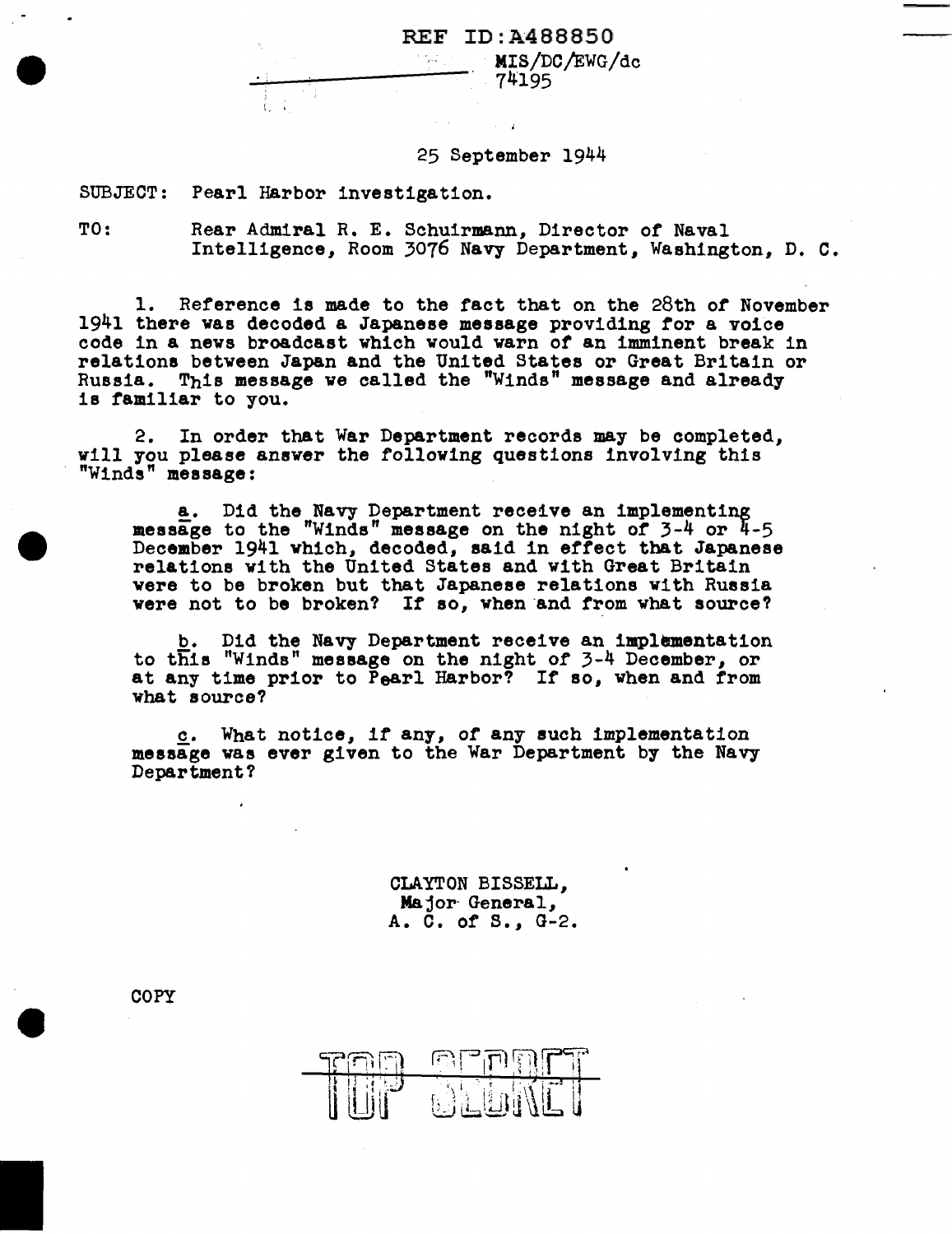REF ID:A488850

MIS/DC/EWG/dc
74195

25 September 1944

SUBJECT: Pearl Harbor investigation.

TO: Rear Admiral R. E. Schuirmann, Director of Naval Intelligence, Room 3076 Navy Department, Washington, D. C.

1. Reference is made to the fact that on the 28th of November 1941 there was decoded a Japanese message providing for a voice code in a news broadcast which would warn of an imminent break in relations between Japan and the United States or Great Britain or Russia. This message we called the "Winds" message and already is familiar to you.

2. In order that War Department records may be completed, will you please answer the following questions involving this "Winds" message:

a. Did the Navy Department receive an implementing message to the "Winds" message on the night of 3-4 or 4-5 December 1941 which, decoded, said in effect that Japanese relations with the United States and with Great Britain were to be broken but that Japanese relations with Russia were not to be broken? If so, when and from what source?

b. Did the Navy Department receive an implementation to this "Winds" message on the night of 3-4 December, or at any time prior to Pearl Harbor? If so, when and from what source?

c. What notice, if any, of any such implementation message was ever given to the War Department by the Navy Department?

CLAYTON BISSELL,
Major General,
A. C. of S., G-2.

COPY

TOP SECRET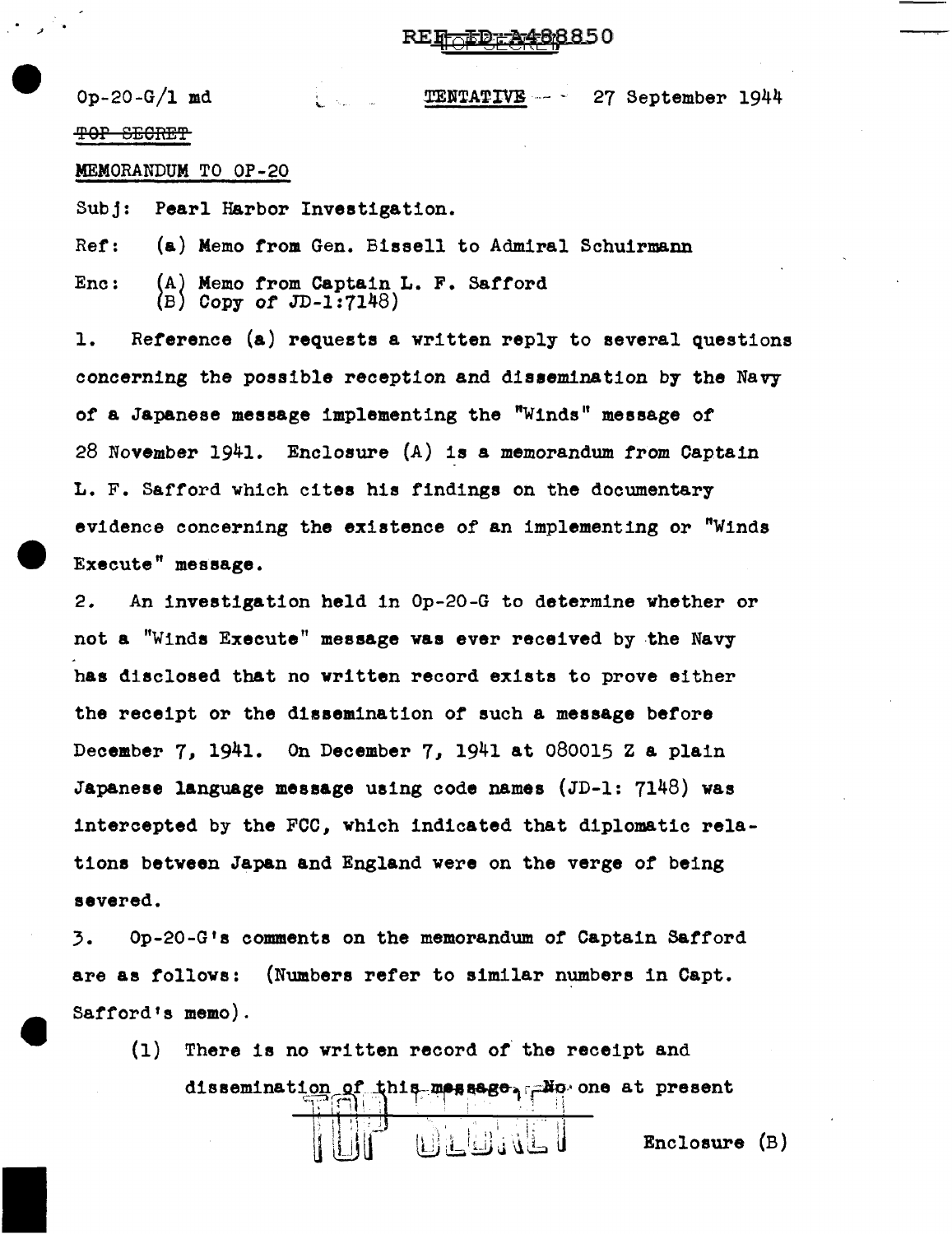REF ID:A488850

Op-20-G/1 md TENTATIVE — 27 September 1944

~~TOP SECRET~~

MEMORANDUM TO OP-20

Subj: Pearl Harbor Investigation.

Ref: (a) Memo from Gen. Bissell to Admiral Schuirmann

Enc: (A) Memo from Captain L. F. Safford
(B) Copy of JD-1:7148)

1. Reference (a) requests a written reply to several questions concerning the possible reception and dissemination by the Navy of a Japanese message implementing the "Winds" message of 28 November 1941. Enclosure (A) is a memorandum from Captain L. F. Safford which cites his findings on the documentary evidence concerning the existence of an implementing or "Winds Execute" message.

2. An investigation held in Op-20-G to determine whether or not a "Winds Execute" message was ever received by the Navy has disclosed that no written record exists to prove either the receipt or the dissemination of such a message before December 7, 1941. On December 7, 1941 at 080015 Z a plain Japanese language message using code names (JD-1: 7148) was intercepted by the FCC, which indicated that diplomatic relations between Japan and England were on the verge of being severed.

3. Op-20-G's comments on the memorandum of Captain Safford are as follows: (Numbers refer to similar numbers in Capt. Safford's memo).

(1) There is no written record of the receipt and dissemination of this message. No one at present

TOP SECRET

Enclosure (B)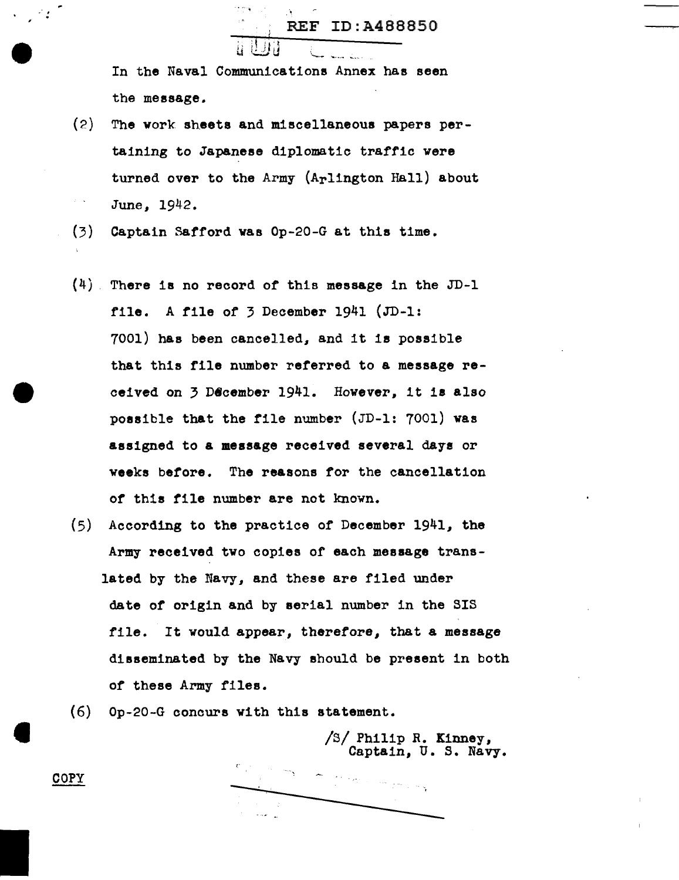In the Naval Communications Annex has seen the message.

(2) The work sheets and miscellaneous papers pertaining to Japanese diplomatic traffic were turned over to the Army (Arlington Hall) about June, 1942.

(3) Captain Safford was Op-20-G at this time.

(4) There is no record of this message in the JD-1 file. A file of 3 December 1941 (JD-1: 7001) has been cancelled, and it is possible that this file number referred to a message received on 3 December 1941. However, it is also possible that the file number (JD-1: 7001) was assigned to a message received several days or weeks before. The reasons for the cancellation of this file number are not known.

(5) According to the practice of December 1941, the Army received two copies of each message translated by the Navy, and these are filed under date of origin and by serial number in the SIS file. It would appear, therefore, that a message disseminated by the Navy should be present in both of these Army files.

(6) Op-20-G concurs with this statement.

/S/ Philip R. Kinney,
Captain, U. S. Navy.

COPY